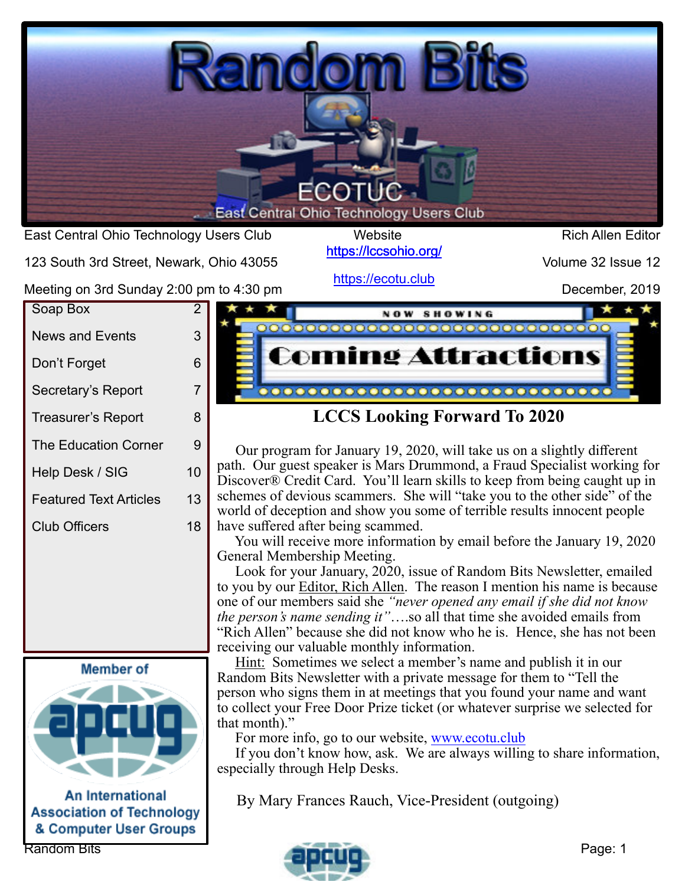# Random Bits

ECOTUC
East Central Ohio Technology Users Club

East Central Ohio Technology Users Club
123 South 3rd Street, Newark, Ohio 43055
Meeting on 3rd Sunday 2:00 pm to 4:30 pm

Website
https://lccsohio.org/
https://ecotu.club

Rich Allen Editor
Volume 32 Issue 12
December, 2019

| | |
|---|---|
| Soap Box | 2 |
| News and Events | 3 |
| Don't Forget | 6 |
| Secretary's Report | 7 |
| Treasurer's Report | 8 |
| The Education Corner | 9 |
| Help Desk / SIG | 10 |
| Featured Text Articles | 13 |
| Club Officers | 18 |

Member of apcug
An International Association of Technology & Computer User Groups

NOW SHOWING
Coming Attractions

## LCCS Looking Forward To 2020

Our program for January 19, 2020, will take us on a slightly different path. Our guest speaker is Mars Drummond, a Fraud Specialist working for Discover® Credit Card. You'll learn skills to keep from being caught up in schemes of devious scammers. She will "take you to the other side" of the world of deception and show you some of terrible results innocent people have suffered after being scammed.

You will receive more information by email before the January 19, 2020 General Membership Meeting.

Look for your January, 2020, issue of Random Bits Newsletter, emailed to you by our Editor, Rich Allen. The reason I mention his name is because one of our members said she *"never opened any email if she did not know the person's name sending it"*….so all that time she avoided emails from "Rich Allen" because she did not know who he is. Hence, she has not been receiving our valuable monthly information.

Hint: Sometimes we select a member's name and publish it in our Random Bits Newsletter with a private message for them to "Tell the person who signs them in at meetings that you found your name and want to collect your Free Door Prize ticket (or whatever surprise we selected for that month)."

For more info, go to our website, www.ecotu.club

If you don't know how, ask. We are always willing to share information, especially through Help Desks.

By Mary Frances Rauch, Vice-President (outgoing)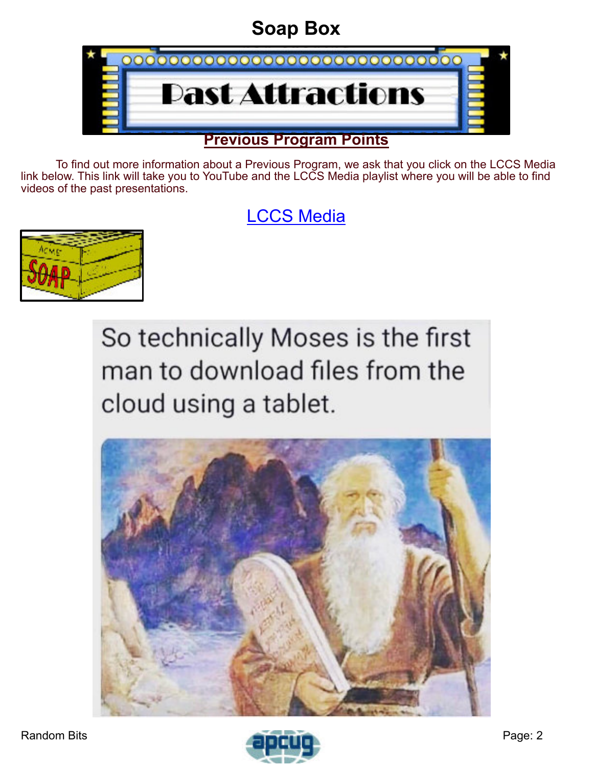# Soap Box

## Past Attractions

**Previous Program Points**

To find out more information about a Previous Program, we ask that you click on the LCCS Media link below. This link will take you to YouTube and the LCCS Media playlist where you will be able to find videos of the past presentations.

LCCS Media

So technically Moses is the first man to download files from the cloud using a tablet.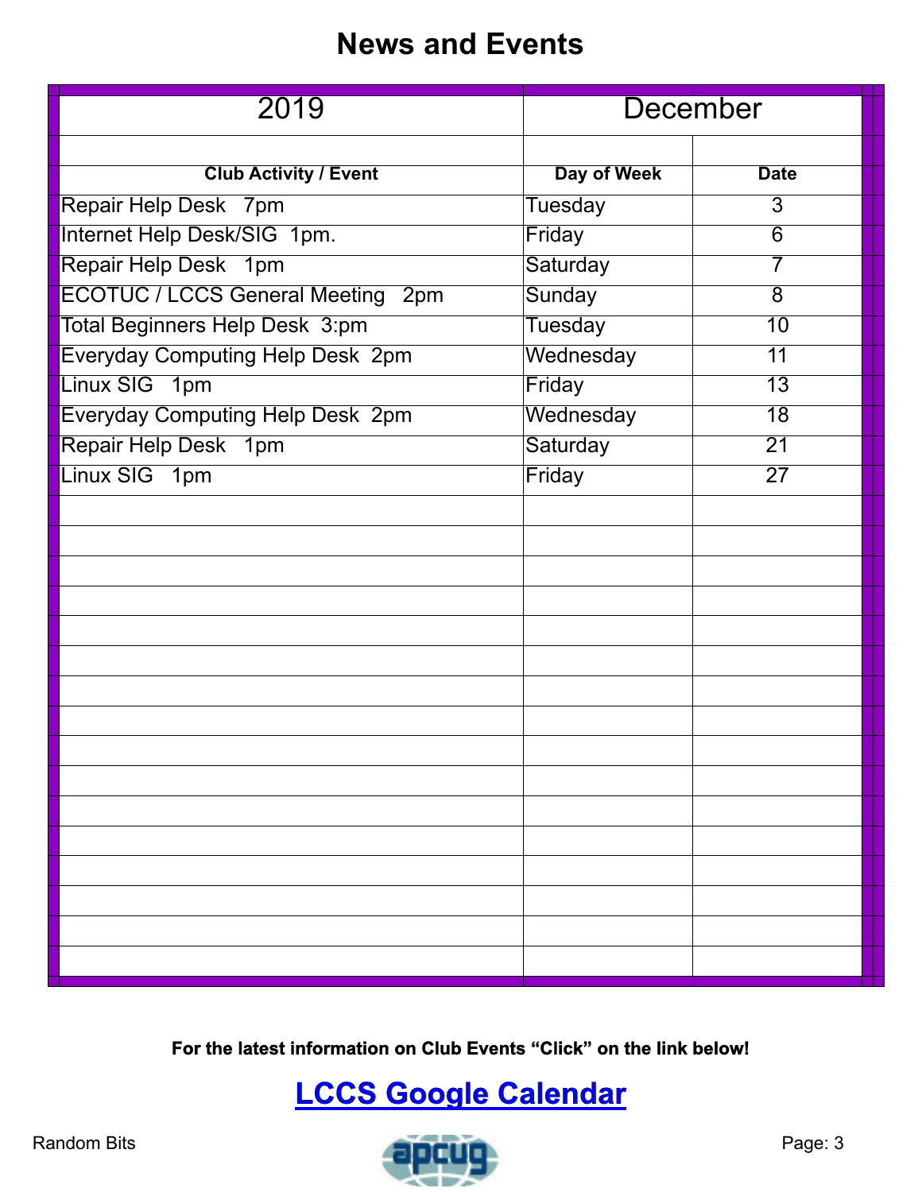# News and Events

| 2019 | December | |
|---|---|---|
| | | |
| **Club Activity / Event** | **Day of Week** | **Date** |
| Repair Help Desk 7pm | Tuesday | 3 |
| Internet Help Desk/SIG 1pm. | Friday | 6 |
| Repair Help Desk 1pm | Saturday | 7 |
| ECOTUC / LCCS General Meeting 2pm | Sunday | 8 |
| Total Beginners Help Desk 3:pm | Tuesday | 10 |
| Everyday Computing Help Desk 2pm | Wednesday | 11 |
| Linux SIG 1pm | Friday | 13 |
| Everyday Computing Help Desk 2pm | Wednesday | 18 |
| Repair Help Desk 1pm | Saturday | 21 |
| Linux SIG 1pm | Friday | 27 |

**For the latest information on Club Events "Click" on the link below!**

## [LCCS Google Calendar]

Random Bits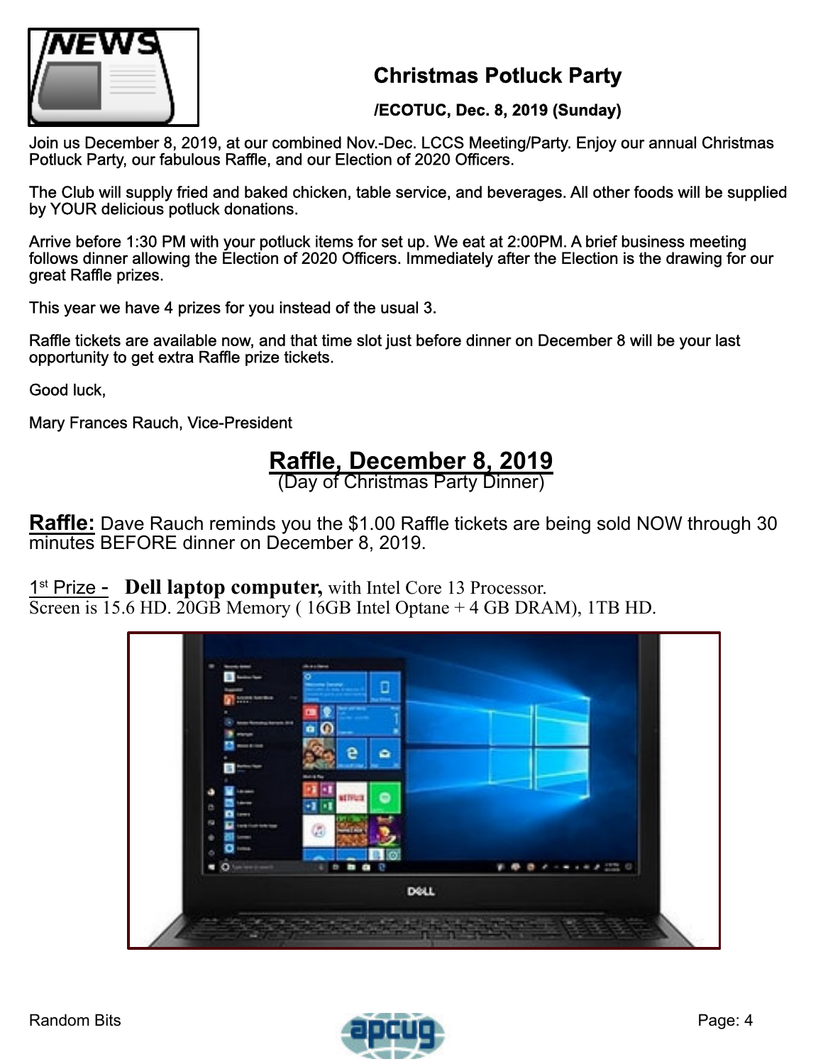## Christmas Potluck Party

**/ECOTUC, Dec. 8, 2019 (Sunday)**

Join us December 8, 2019, at our combined Nov.-Dec. LCCS Meeting/Party. Enjoy our annual Christmas Potluck Party, our fabulous Raffle, and our Election of 2020 Officers.

The Club will supply fried and baked chicken, table service, and beverages. All other foods will be supplied by YOUR delicious potluck donations.

Arrive before 1:30 PM with your potluck items for set up. We eat at 2:00PM. A brief business meeting follows dinner allowing the Election of 2020 Officers. Immediately after the Election is the drawing for our great Raffle prizes.

This year we have 4 prizes for you instead of the usual 3.

Raffle tickets are available now, and that time slot just before dinner on December 8 will be your last opportunity to get extra Raffle prize tickets.

Good luck,

Mary Frances Rauch, Vice-President

## Raffle, December 8, 2019

(Day of Christmas Party Dinner)

**Raffle:** Dave Rauch reminds you the $1.00 Raffle tickets are being sold NOW through 30 minutes BEFORE dinner on December 8, 2019.

1st Prize - **Dell laptop computer,** with Intel Core 13 Processor.
Screen is 15.6 HD. 20GB Memory ( 16GB Intel Optane + 4 GB DRAM), 1TB HD.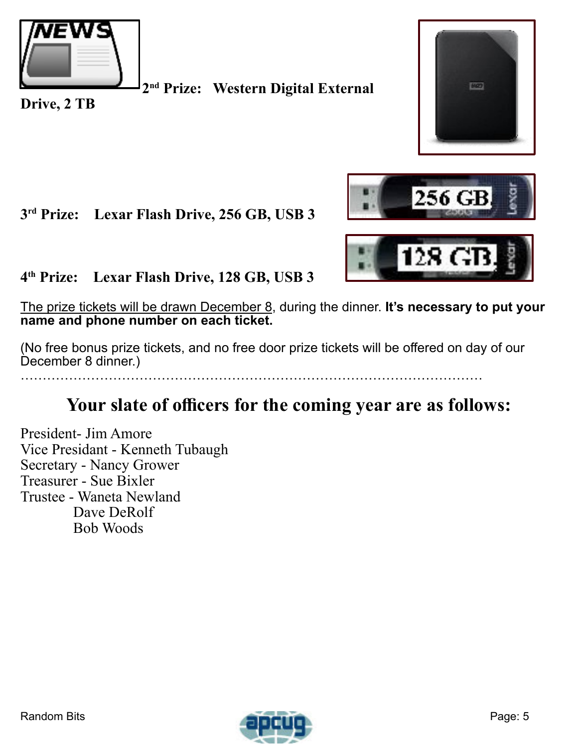**2nd Prize: Western Digital External Drive, 2 TB**

**3rd Prize: Lexar Flash Drive, 256 GB, USB 3**

**4th Prize: Lexar Flash Drive, 128 GB, USB 3**

The prize tickets will be drawn December 8, during the dinner. **It's necessary to put your name and phone number on each ticket.**

(No free bonus prize tickets, and no free door prize tickets will be offered on day of our December 8 dinner.)

…………………………………………………………………………………………………

## Your slate of officers for the coming year are as follows:

President- Jim Amore
Vice Presidant - Kenneth Tubaugh
Secretary - Nancy Grower
Treasurer - Sue Bixler
Trustee - Waneta Newland
Dave DeRolf
Bob Woods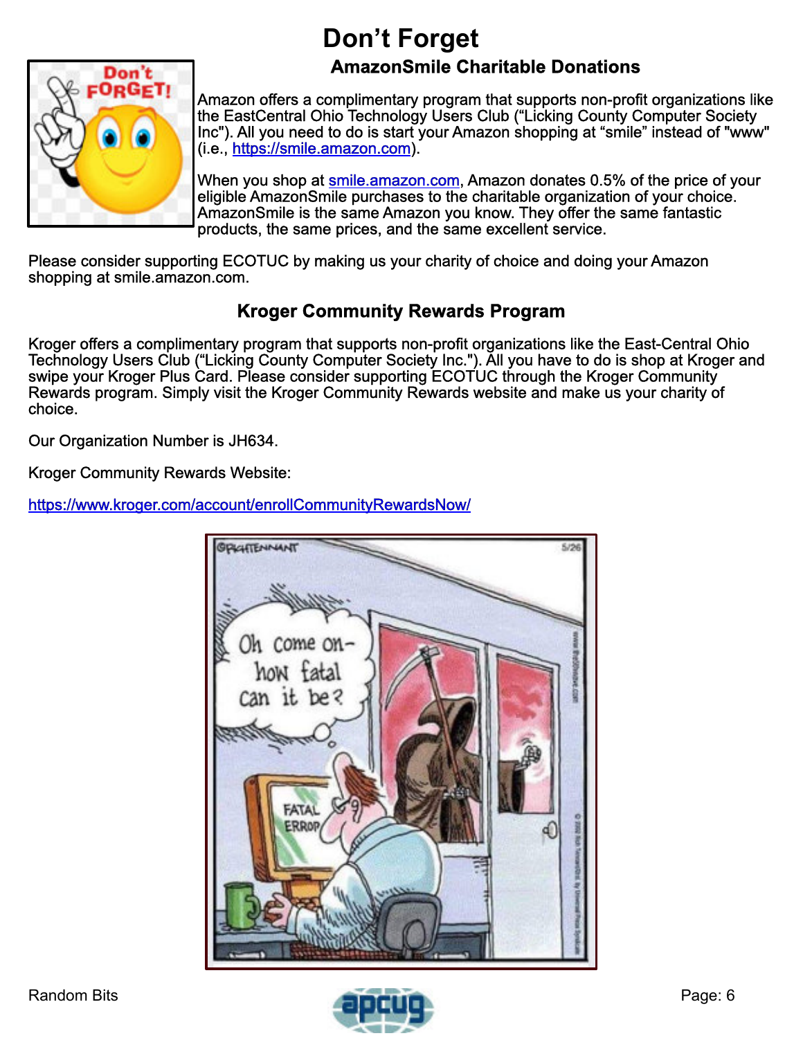# Don't Forget

## AmazonSmile Charitable Donations

Amazon offers a complimentary program that supports non-profit organizations like the EastCentral Ohio Technology Users Club ("Licking County Computer Society Inc"). All you need to do is start your Amazon shopping at "smile" instead of "www" (i.e., https://smile.amazon.com).

When you shop at smile.amazon.com, Amazon donates 0.5% of the price of your eligible AmazonSmile purchases to the charitable organization of your choice. AmazonSmile is the same Amazon you know. They offer the same fantastic products, the same prices, and the same excellent service.

Please consider supporting ECOTUC by making us your charity of choice and doing your Amazon shopping at smile.amazon.com.

## Kroger Community Rewards Program

Kroger offers a complimentary program that supports non-profit organizations like the East-Central Ohio Technology Users Club ("Licking County Computer Society Inc."). All you have to do is shop at Kroger and swipe your Kroger Plus Card. Please consider supporting ECOTUC through the Kroger Community Rewards program. Simply visit the Kroger Community Rewards website and make us your charity of choice.

Our Organization Number is JH634.

Kroger Community Rewards Website:

https://www.kroger.com/account/enrollCommunityRewardsNow/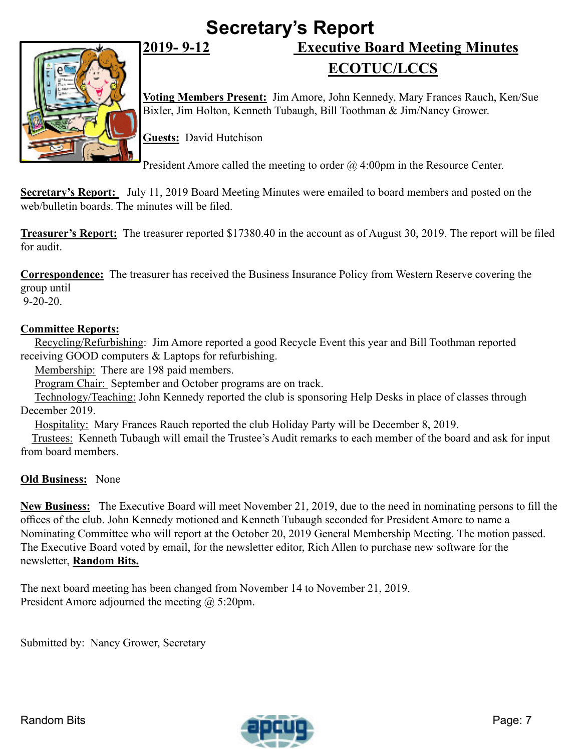# Secretary's Report

## 2019- 9-12 Executive Board Meeting Minutes

## ECOTUC/LCCS

**Voting Members Present:** Jim Amore, John Kennedy, Mary Frances Rauch, Ken/Sue Bixler, Jim Holton, Kenneth Tubaugh, Bill Toothman & Jim/Nancy Grower.

**Guests:** David Hutchison

President Amore called the meeting to order @ 4:00pm in the Resource Center.

**Secretary's Report:** July 11, 2019 Board Meeting Minutes were emailed to board members and posted on the web/bulletin boards. The minutes will be filed.

**Treasurer's Report:** The treasurer reported $17380.40 in the account as of August 30, 2019. The report will be filed for audit.

**Correspondence:** The treasurer has received the Business Insurance Policy from Western Reserve covering the group until
9-20-20.

**Committee Reports:**

Recycling/Refurbishing: Jim Amore reported a good Recycle Event this year and Bill Toothman reported receiving GOOD computers & Laptops for refurbishing.

Membership: There are 198 paid members.

Program Chair: September and October programs are on track.

Technology/Teaching: John Kennedy reported the club is sponsoring Help Desks in place of classes through December 2019.

Hospitality: Mary Frances Rauch reported the club Holiday Party will be December 8, 2019.

Trustees: Kenneth Tubaugh will email the Trustee's Audit remarks to each member of the board and ask for input from board members.

**Old Business:** None

**New Business:** The Executive Board will meet November 21, 2019, due to the need in nominating persons to fill the offices of the club. John Kennedy motioned and Kenneth Tubaugh seconded for President Amore to name a Nominating Committee who will report at the October 20, 2019 General Membership Meeting. The motion passed. The Executive Board voted by email, for the newsletter editor, Rich Allen to purchase new software for the newsletter, **Random Bits.**

The next board meeting has been changed from November 14 to November 21, 2019.
President Amore adjourned the meeting @ 5:20pm.

Submitted by: Nancy Grower, Secretary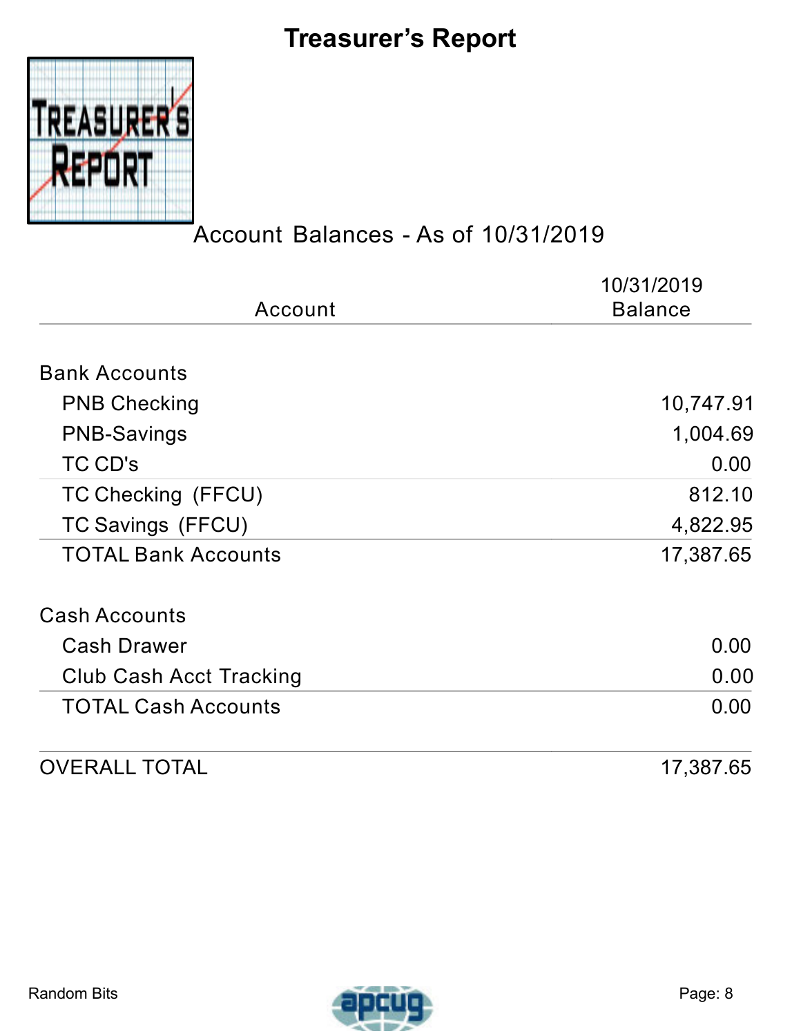# Treasurer's Report

Account Balances - As of 10/31/2019

| Account | 10/31/2019 Balance |
|---|---|
| **Bank Accounts** | |
| PNB Checking | 10,747.91 |
| PNB-Savings | 1,004.69 |
| TC CD's | 0.00 |
| TC Checking (FFCU) | 812.10 |
| TC Savings (FFCU) | 4,822.95 |
| TOTAL Bank Accounts | 17,387.65 |
| **Cash Accounts** | |
| Cash Drawer | 0.00 |
| Club Cash Acct Tracking | 0.00 |
| TOTAL Cash Accounts | 0.00 |
| OVERALL TOTAL | 17,387.65 |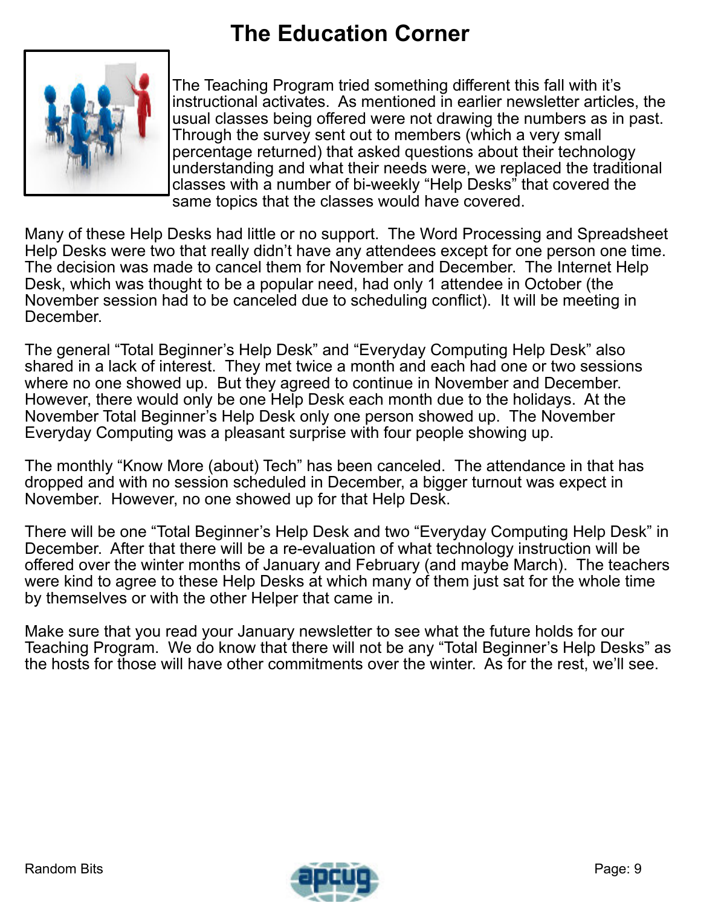# The Education Corner

The Teaching Program tried something different this fall with it's instructional activates. As mentioned in earlier newsletter articles, the usual classes being offered were not drawing the numbers as in past. Through the survey sent out to members (which a very small percentage returned) that asked questions about their technology understanding and what their needs were, we replaced the traditional classes with a number of bi-weekly "Help Desks" that covered the same topics that the classes would have covered.

Many of these Help Desks had little or no support. The Word Processing and Spreadsheet Help Desks were two that really didn't have any attendees except for one person one time. The decision was made to cancel them for November and December. The Internet Help Desk, which was thought to be a popular need, had only 1 attendee in October (the November session had to be canceled due to scheduling conflict). It will be meeting in December.

The general "Total Beginner's Help Desk" and "Everyday Computing Help Desk" also shared in a lack of interest. They met twice a month and each had one or two sessions where no one showed up. But they agreed to continue in November and December. However, there would only be one Help Desk each month due to the holidays. At the November Total Beginner's Help Desk only one person showed up. The November Everyday Computing was a pleasant surprise with four people showing up.

The monthly "Know More (about) Tech" has been canceled. The attendance in that has dropped and with no session scheduled in December, a bigger turnout was expect in November. However, no one showed up for that Help Desk.

There will be one "Total Beginner's Help Desk and two "Everyday Computing Help Desk" in December. After that there will be a re-evaluation of what technology instruction will be offered over the winter months of January and February (and maybe March). The teachers were kind to agree to these Help Desks at which many of them just sat for the whole time by themselves or with the other Helper that came in.

Make sure that you read your January newsletter to see what the future holds for our Teaching Program. We do know that there will not be any "Total Beginner's Help Desks" as the hosts for those will have other commitments over the winter. As for the rest, we'll see.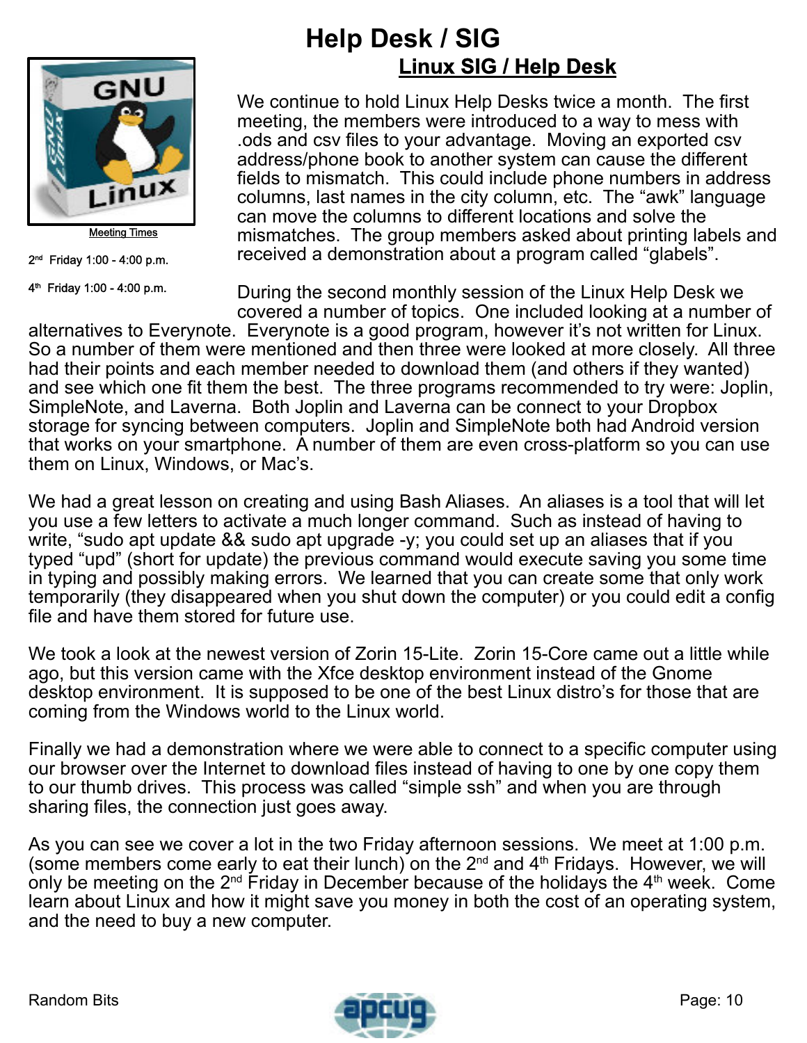# Help Desk / SIG

## Linux SIG / Help Desk

Meeting Times

2nd Friday 1:00 - 4:00 p.m.

4th Friday 1:00 - 4:00 p.m.

We continue to hold Linux Help Desks twice a month. The first meeting, the members were introduced to a way to mess with .ods and csv files to your advantage. Moving an exported csv address/phone book to another system can cause the different fields to mismatch. This could include phone numbers in address columns, last names in the city column, etc. The “awk” language can move the columns to different locations and solve the mismatches. The group members asked about printing labels and received a demonstration about a program called “glabels”.

During the second monthly session of the Linux Help Desk we covered a number of topics. One included looking at a number of alternatives to Everynote. Everynote is a good program, however it’s not written for Linux. So a number of them were mentioned and then three were looked at more closely. All three had their points and each member needed to download them (and others if they wanted) and see which one fit them the best. The three programs recommended to try were: Joplin, SimpleNote, and Laverna. Both Joplin and Laverna can be connect to your Dropbox storage for syncing between computers. Joplin and SimpleNote both had Android version that works on your smartphone. A number of them are even cross-platform so you can use them on Linux, Windows, or Mac’s.

We had a great lesson on creating and using Bash Aliases. An aliases is a tool that will let you use a few letters to activate a much longer command. Such as instead of having to write, “sudo apt update && sudo apt upgrade -y; you could set up an aliases that if you typed “upd” (short for update) the previous command would execute saving you some time in typing and possibly making errors. We learned that you can create some that only work temporarily (they disappeared when you shut down the computer) or you could edit a config file and have them stored for future use.

We took a look at the newest version of Zorin 15-Lite. Zorin 15-Core came out a little while ago, but this version came with the Xfce desktop environment instead of the Gnome desktop environment. It is supposed to be one of the best Linux distro’s for those that are coming from the Windows world to the Linux world.

Finally we had a demonstration where we were able to connect to a specific computer using our browser over the Internet to download files instead of having to one by one copy them to our thumb drives. This process was called “simple ssh” and when you are through sharing files, the connection just goes away.

As you can see we cover a lot in the two Friday afternoon sessions. We meet at 1:00 p.m. (some members come early to eat their lunch) on the 2nd and 4th Fridays. However, we will only be meeting on the 2nd Friday in December because of the holidays the 4th week. Come learn about Linux and how it might save you money in both the cost of an operating system, and the need to buy a new computer.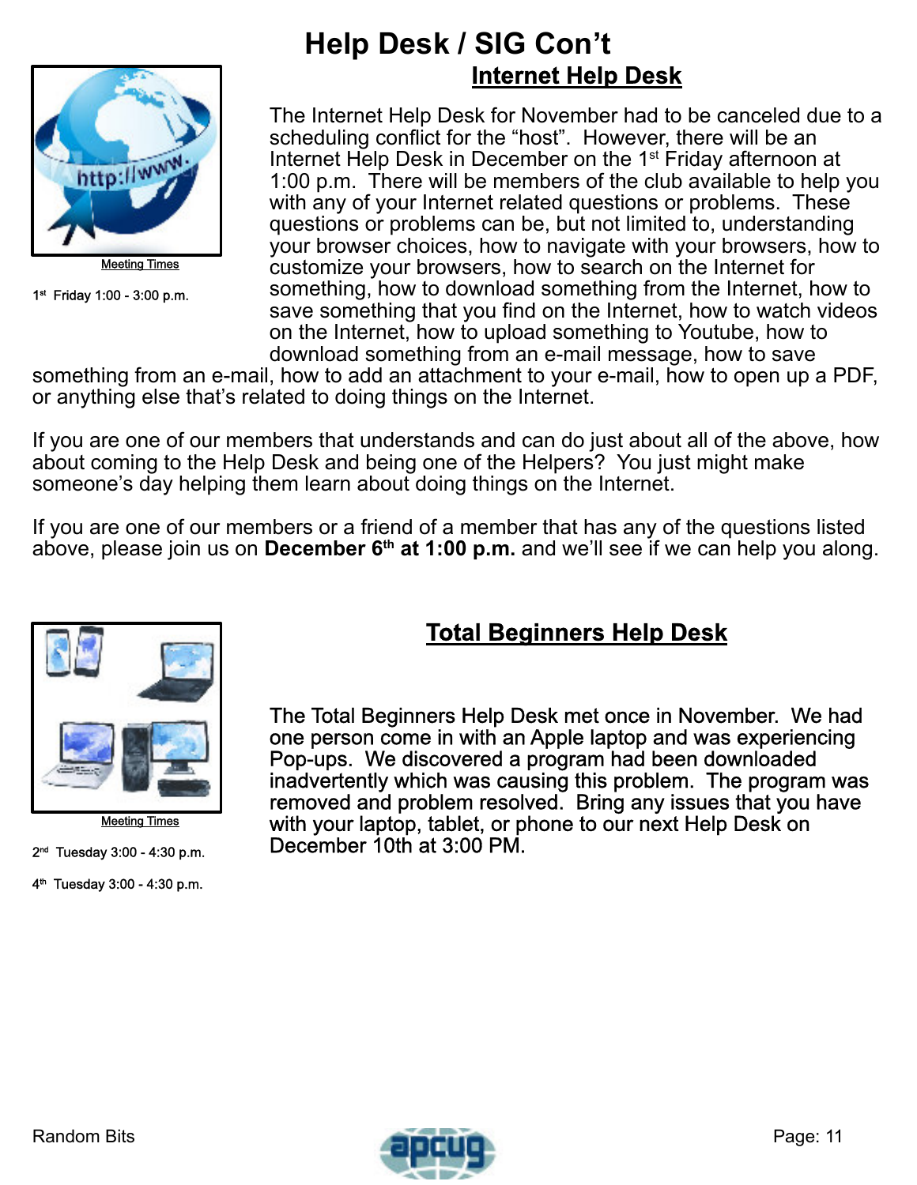# Help Desk / SIG Con't

## Internet Help Desk

Meeting Times

1st Friday 1:00 - 3:00 p.m.

The Internet Help Desk for November had to be canceled due to a scheduling conflict for the "host". However, there will be an Internet Help Desk in December on the 1st Friday afternoon at 1:00 p.m. There will be members of the club available to help you with any of your Internet related questions or problems. These questions or problems can be, but not limited to, understanding your browser choices, how to navigate with your browsers, how to customize your browsers, how to search on the Internet for something, how to download something from the Internet, how to save something that you find on the Internet, how to watch videos on the Internet, how to upload something to Youtube, how to download something from an e-mail message, how to save something from an e-mail, how to add an attachment to your e-mail, how to open up a PDF, or anything else that's related to doing things on the Internet.

If you are one of our members that understands and can do just about all of the above, how about coming to the Help Desk and being one of the Helpers? You just might make someone's day helping them learn about doing things on the Internet.

If you are one of our members or a friend of a member that has any of the questions listed above, please join us on **December 6th at 1:00 p.m.** and we'll see if we can help you along.

## Total Beginners Help Desk

Meeting Times

2nd Tuesday 3:00 - 4:30 p.m.

4th Tuesday 3:00 - 4:30 p.m.

The Total Beginners Help Desk met once in November. We had one person come in with an Apple laptop and was experiencing Pop-ups. We discovered a program had been downloaded inadvertently which was causing this problem. The program was removed and problem resolved. Bring any issues that you have with your laptop, tablet, or phone to our next Help Desk on December 10th at 3:00 PM.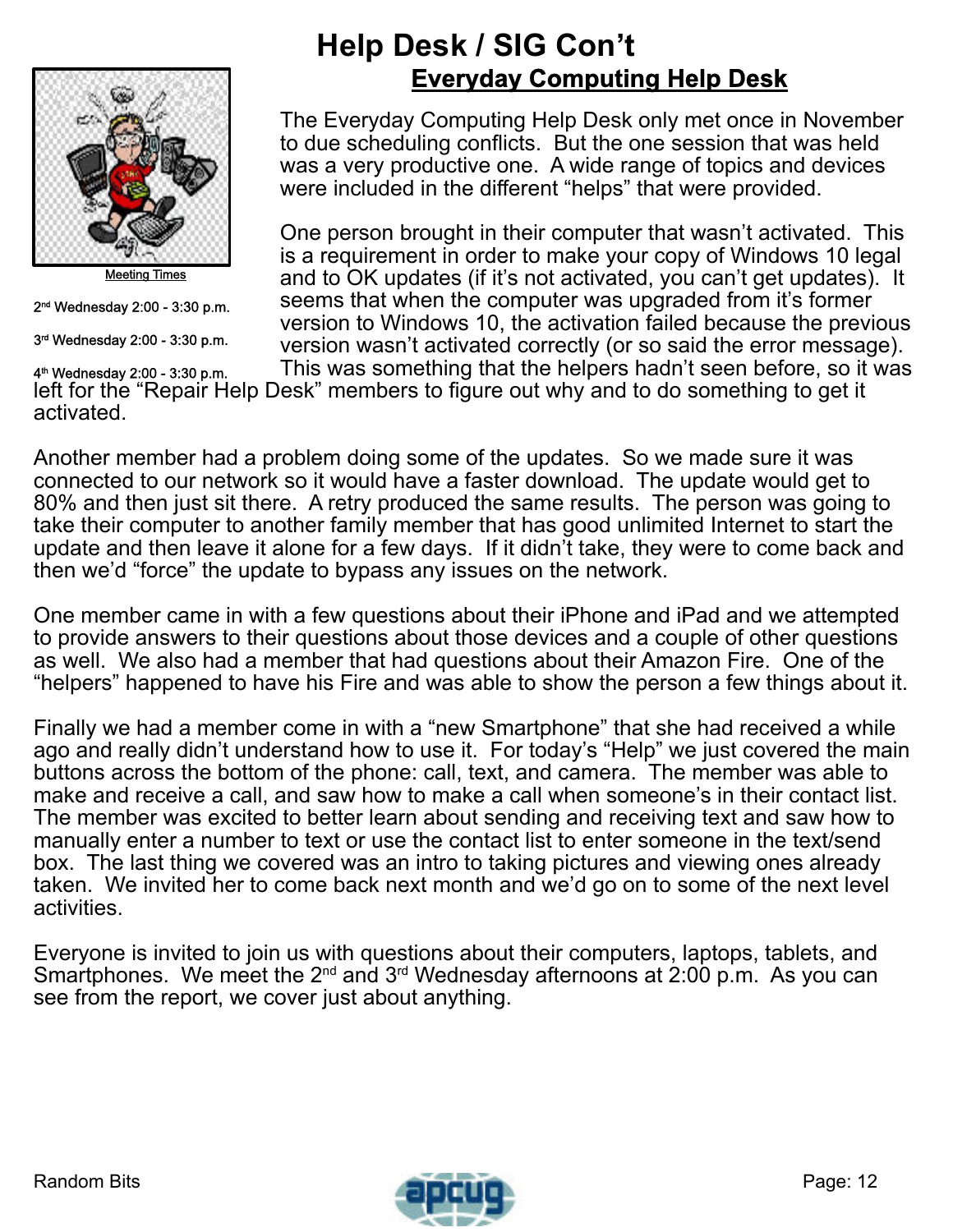# Help Desk / SIG Con't

## Everyday Computing Help Desk

Meeting Times

2nd Wednesday 2:00 - 3:30 p.m.

3rd Wednesday 2:00 - 3:30 p.m.

4th Wednesday 2:00 - 3:30 p.m.

The Everyday Computing Help Desk only met once in November to due scheduling conflicts. But the one session that was held was a very productive one. A wide range of topics and devices were included in the different "helps" that were provided.

One person brought in their computer that wasn't activated. This is a requirement in order to make your copy of Windows 10 legal and to OK updates (if it's not activated, you can't get updates). It seems that when the computer was upgraded from it's former version to Windows 10, the activation failed because the previous version wasn't activated correctly (or so said the error message). This was something that the helpers hadn't seen before, so it was left for the "Repair Help Desk" members to figure out why and to do something to get it activated.

Another member had a problem doing some of the updates. So we made sure it was connected to our network so it would have a faster download. The update would get to 80% and then just sit there. A retry produced the same results. The person was going to take their computer to another family member that has good unlimited Internet to start the update and then leave it alone for a few days. If it didn't take, they were to come back and then we'd "force" the update to bypass any issues on the network.

One member came in with a few questions about their iPhone and iPad and we attempted to provide answers to their questions about those devices and a couple of other questions as well. We also had a member that had questions about their Amazon Fire. One of the "helpers" happened to have his Fire and was able to show the person a few things about it.

Finally we had a member come in with a "new Smartphone" that she had received a while ago and really didn't understand how to use it. For today's "Help" we just covered the main buttons across the bottom of the phone: call, text, and camera. The member was able to make and receive a call, and saw how to make a call when someone's in their contact list. The member was excited to better learn about sending and receiving text and saw how to manually enter a number to text or use the contact list to enter someone in the text/send box. The last thing we covered was an intro to taking pictures and viewing ones already taken. We invited her to come back next month and we'd go on to some of the next level activities.

Everyone is invited to join us with questions about their computers, laptops, tablets, and Smartphones. We meet the 2nd and 3rd Wednesday afternoons at 2:00 p.m. As you can see from the report, we cover just about anything.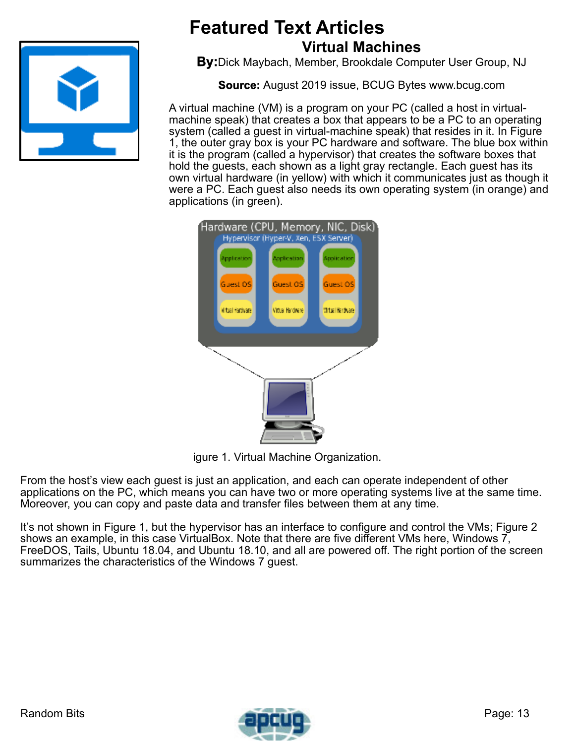# Featured Text Articles

## Virtual Machines

**By:** Dick Maybach, Member, Brookdale Computer User Group, NJ

**Source:** August 2019 issue, BCUG Bytes www.bcug.com

A virtual machine (VM) is a program on your PC (called a host in virtual-machine speak) that creates a box that appears to be a PC to an operating system (called a guest in virtual-machine speak) that resides in it. In Figure 1, the outer gray box is your PC hardware and software. The blue box within it is the program (called a hypervisor) that creates the software boxes that hold the guests, each shown as a light gray rectangle. Each guest has its own virtual hardware (in yellow) with which it communicates just as though it were a PC. Each guest also needs its own operating system (in orange) and applications (in green).

igure 1. Virtual Machine Organization.

From the host's view each guest is just an application, and each can operate independent of other applications on the PC, which means you can have two or more operating systems live at the same time. Moreover, you can copy and paste data and transfer files between them at any time.

It's not shown in Figure 1, but the hypervisor has an interface to configure and control the VMs; Figure 2 shows an example, in this case VirtualBox. Note that there are five different VMs here, Windows 7, FreeDOS, Tails, Ubuntu 18.04, and Ubuntu 18.10, and all are powered off. The right portion of the screen summarizes the characteristics of the Windows 7 guest.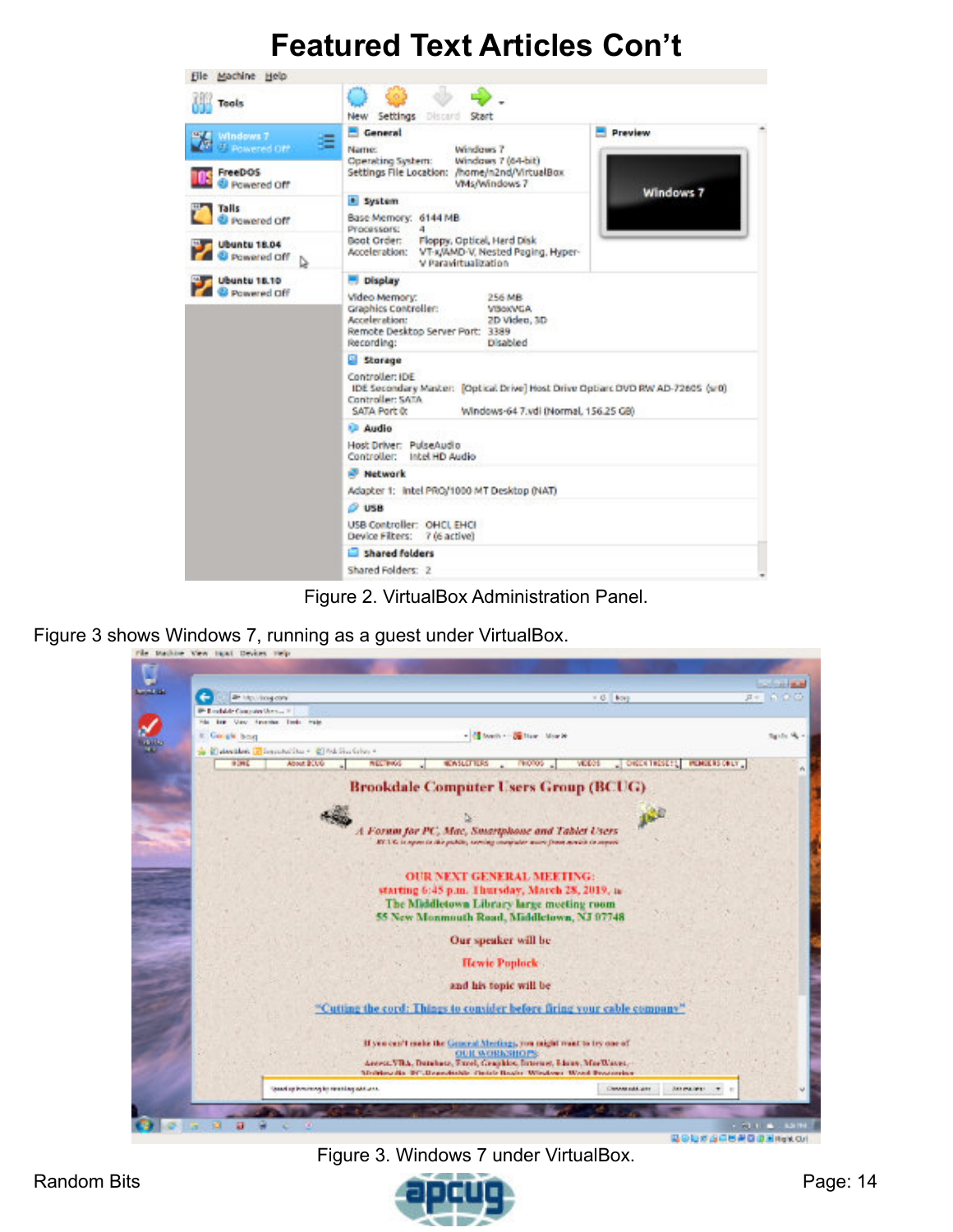# Featured Text Articles Con't

Figure 2. VirtualBox Administration Panel.

Figure 3 shows Windows 7, running as a guest under VirtualBox.

Figure 3. Windows 7 under VirtualBox.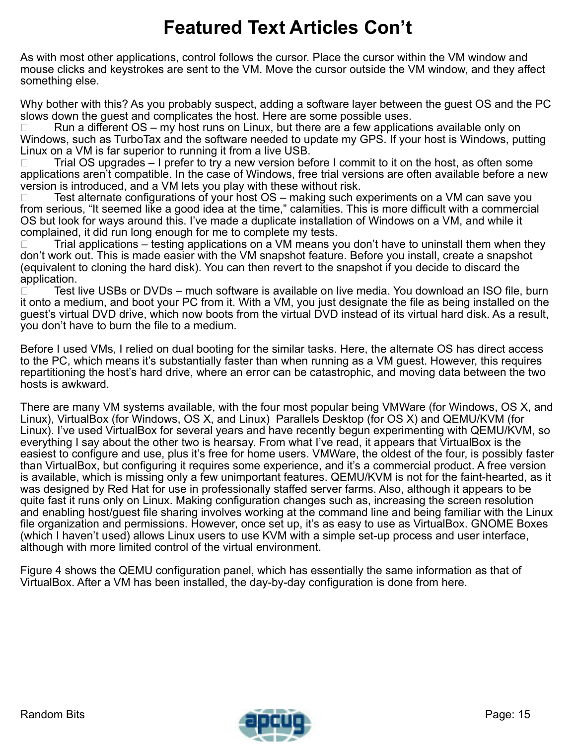# Featured Text Articles Con't

As with most other applications, control follows the cursor. Place the cursor within the VM window and mouse clicks and keystrokes are sent to the VM. Move the cursor outside the VM window, and they affect something else.

Why bother with this? As you probably suspect, adding a software layer between the guest OS and the PC slows down the guest and complicates the host. Here are some possible uses.

- Run a different OS – my host runs on Linux, but there are a few applications available only on Windows, such as TurboTax and the software needed to update my GPS. If your host is Windows, putting Linux on a VM is far superior to running it from a live USB.
- Trial OS upgrades – I prefer to try a new version before I commit to it on the host, as often some applications aren't compatible. In the case of Windows, free trial versions are often available before a new version is introduced, and a VM lets you play with these without risk.
- Test alternate configurations of your host OS – making such experiments on a VM can save you from serious, "It seemed like a good idea at the time," calamities. This is more difficult with a commercial OS but look for ways around this. I've made a duplicate installation of Windows on a VM, and while it complained, it did run long enough for me to complete my tests.
- Trial applications – testing applications on a VM means you don't have to uninstall them when they don't work out. This is made easier with the VM snapshot feature. Before you install, create a snapshot (equivalent to cloning the hard disk). You can then revert to the snapshot if you decide to discard the application.
- Test live USBs or DVDs – much software is available on live media. You download an ISO file, burn it onto a medium, and boot your PC from it. With a VM, you just designate the file as being installed on the guest's virtual DVD drive, which now boots from the virtual DVD instead of its virtual hard disk. As a result, you don't have to burn the file to a medium.

Before I used VMs, I relied on dual booting for the similar tasks. Here, the alternate OS has direct access to the PC, which means it's substantially faster than when running as a VM guest. However, this requires repartitioning the host's hard drive, where an error can be catastrophic, and moving data between the two hosts is awkward.

There are many VM systems available, with the four most popular being VMWare (for Windows, OS X, and Linux), VirtualBox (for Windows, OS X, and Linux) Parallels Desktop (for OS X) and QEMU/KVM (for Linux). I've used VirtualBox for several years and have recently begun experimenting with QEMU/KVM, so everything I say about the other two is hearsay. From what I've read, it appears that VirtualBox is the easiest to configure and use, plus it's free for home users. VMWare, the oldest of the four, is possibly faster than VirtualBox, but configuring it requires some experience, and it's a commercial product. A free version is available, which is missing only a few unimportant features. QEMU/KVM is not for the faint-hearted, as it was designed by Red Hat for use in professionally staffed server farms. Also, although it appears to be quite fast it runs only on Linux. Making configuration changes such as, increasing the screen resolution and enabling host/guest file sharing involves working at the command line and being familiar with the Linux file organization and permissions. However, once set up, it's as easy to use as VirtualBox. GNOME Boxes (which I haven't used) allows Linux users to use KVM with a simple set-up process and user interface, although with more limited control of the virtual environment.

Figure 4 shows the QEMU configuration panel, which has essentially the same information as that of VirtualBox. After a VM has been installed, the day-by-day configuration is done from here.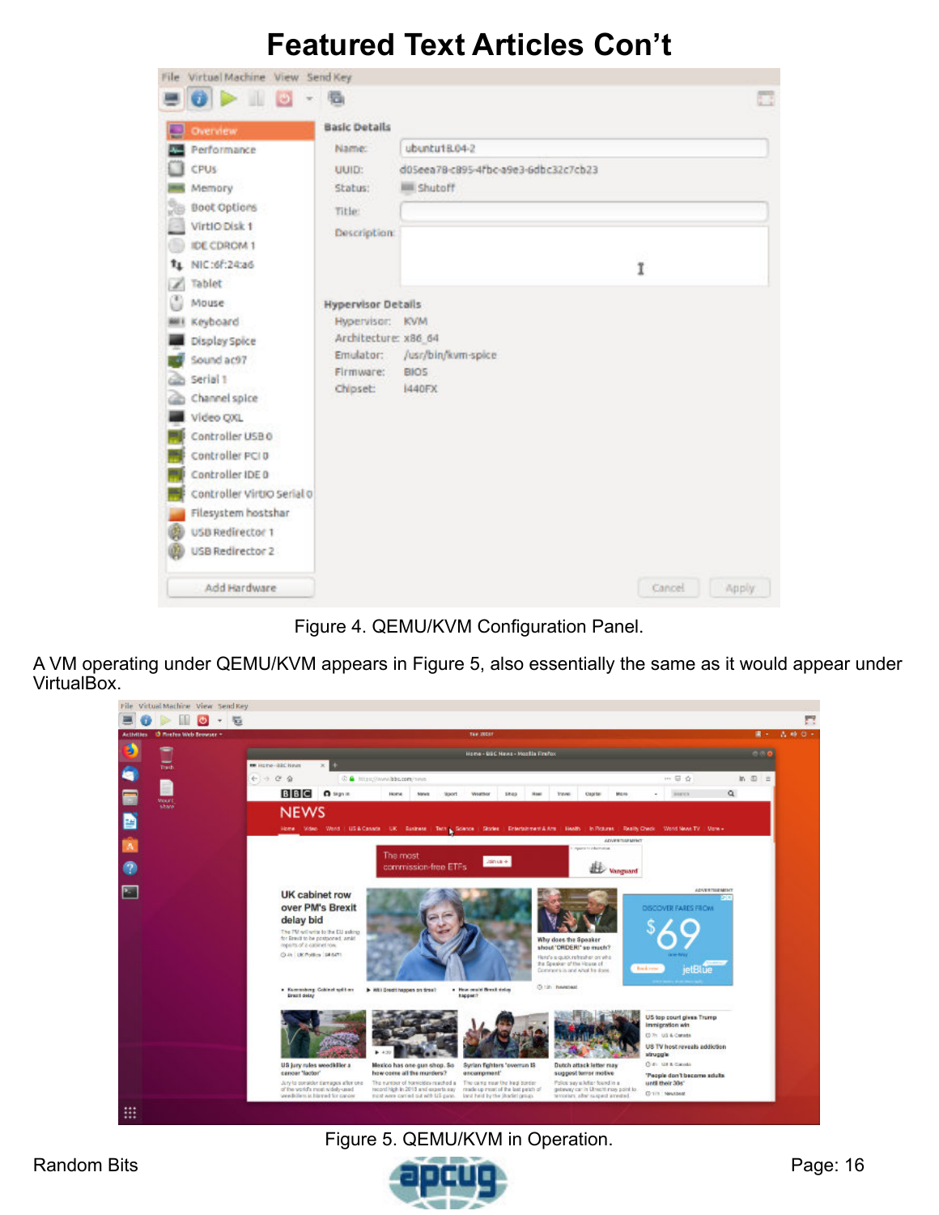# Featured Text Articles Con't

Figure 4. QEMU/KVM Configuration Panel.

A VM operating under QEMU/KVM appears in Figure 5, also essentially the same as it would appear under VirtualBox.

Figure 5. QEMU/KVM in Operation.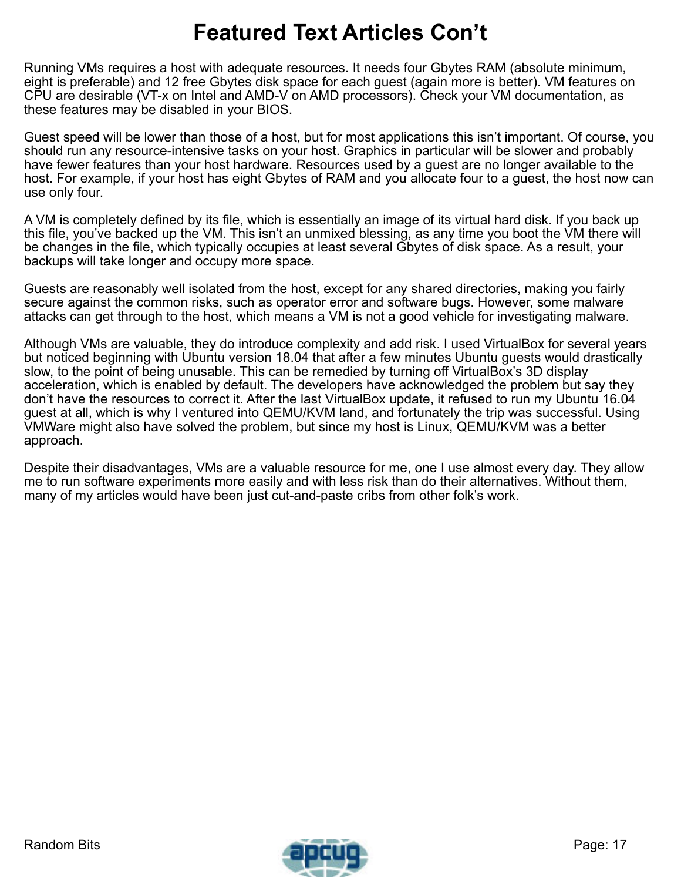# Featured Text Articles Con't

Running VMs requires a host with adequate resources. It needs four Gbytes RAM (absolute minimum, eight is preferable) and 12 free Gbytes disk space for each guest (again more is better). VM features on CPU are desirable (VT-x on Intel and AMD-V on AMD processors). Check your VM documentation, as these features may be disabled in your BIOS.

Guest speed will be lower than those of a host, but for most applications this isn't important. Of course, you should run any resource-intensive tasks on your host. Graphics in particular will be slower and probably have fewer features than your host hardware. Resources used by a guest are no longer available to the host. For example, if your host has eight Gbytes of RAM and you allocate four to a guest, the host now can use only four.

A VM is completely defined by its file, which is essentially an image of its virtual hard disk. If you back up this file, you've backed up the VM. This isn't an unmixed blessing, as any time you boot the VM there will be changes in the file, which typically occupies at least several Gbytes of disk space. As a result, your backups will take longer and occupy more space.

Guests are reasonably well isolated from the host, except for any shared directories, making you fairly secure against the common risks, such as operator error and software bugs. However, some malware attacks can get through to the host, which means a VM is not a good vehicle for investigating malware.

Although VMs are valuable, they do introduce complexity and add risk. I used VirtualBox for several years but noticed beginning with Ubuntu version 18.04 that after a few minutes Ubuntu guests would drastically slow, to the point of being unusable. This can be remedied by turning off VirtualBox's 3D display acceleration, which is enabled by default. The developers have acknowledged the problem but say they don't have the resources to correct it. After the last VirtualBox update, it refused to run my Ubuntu 16.04 guest at all, which is why I ventured into QEMU/KVM land, and fortunately the trip was successful. Using VMWare might also have solved the problem, but since my host is Linux, QEMU/KVM was a better approach.

Despite their disadvantages, VMs are a valuable resource for me, one I use almost every day. They allow me to run software experiments more easily and with less risk than do their alternatives. Without them, many of my articles would have been just cut-and-paste cribs from other folk's work.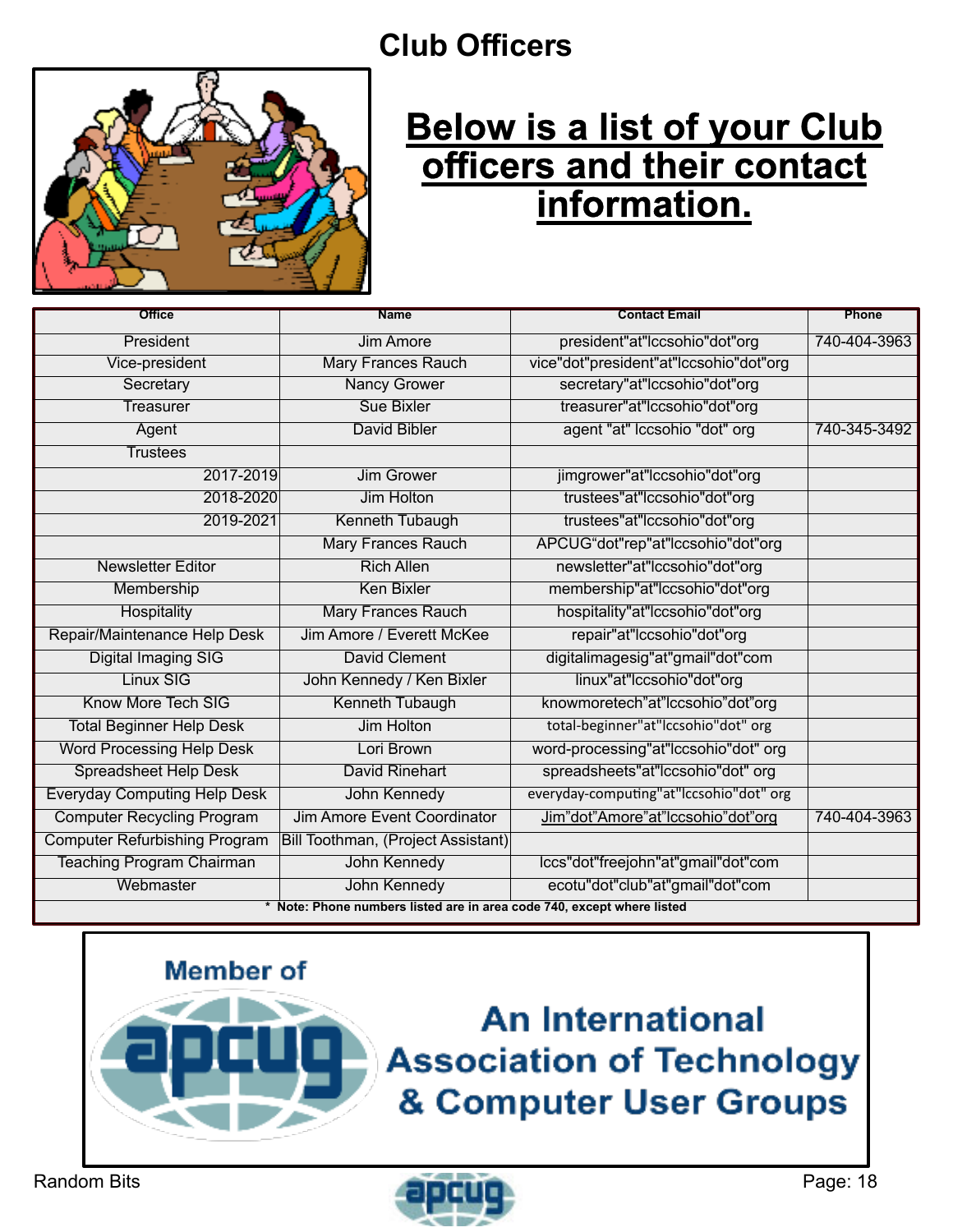# Club Officers

## Below is a list of your Club officers and their contact information.

| Office | Name | Contact Email | Phone |
|---|---|---|---|
| President | Jim Amore | president"at"lccsohio"dot"org | 740-404-3963 |
| Vice-president | Mary Frances Rauch | vice"dot"president"at"lccsohio"dot"org | |
| Secretary | Nancy Grower | secretary"at"lccsohio"dot"org | |
| Treasurer | Sue Bixler | treasurer"at"lccsohio"dot"org | |
| Agent | David Bibler | agent "at" lccsohio "dot" org | 740-345-3492 |
| Trustees | | | |
| 2017-2019 | Jim Grower | jimgrower"at"lccsohio"dot"org | |
| 2018-2020 | Jim Holton | trustees"at"lccsohio"dot"org | |
| 2019-2021 | Kenneth Tubaugh | trustees"at"lccsohio"dot"org | |
| | Mary Frances Rauch | APCUG"dot"rep"at"lccsohio"dot"org | |
| Newsletter Editor | Rich Allen | newsletter"at"lccsohio"dot"org | |
| Membership | Ken Bixler | membership"at"lccsohio"dot"org | |
| Hospitality | Mary Frances Rauch | hospitality"at"lccsohio"dot"org | |
| Repair/Maintenance Help Desk | Jim Amore / Everett McKee | repair"at"lccsohio"dot"org | |
| Digital Imaging SIG | David Clement | digitalimagesig"at"gmail"dot"com | |
| Linux SIG | John Kennedy / Ken Bixler | linux"at"lccsohio"dot"org | |
| Know More Tech SIG | Kenneth Tubaugh | knowmoretech"at"lccsohio"dot"org | |
| Total Beginner Help Desk | Jim Holton | total-beginner"at"lccsohio"dot" org | |
| Word Processing Help Desk | Lori Brown | word-processing"at"lccsohio"dot" org | |
| Spreadsheet Help Desk | David Rinehart | spreadsheets"at"lccsohio"dot" org | |
| Everyday Computing Help Desk | John Kennedy | everyday-computing"at"lccsohio"dot" org | |
| Computer Recycling Program | Jim Amore Event Coordinator | Jim"dot"Amore"at"lccsohio"dot"org | 740-404-3963 |
| Computer Refurbishing Program | Bill Toothman, (Project Assistant) | | |
| Teaching Program Chairman | John Kennedy | lccs"dot"freejohn"at"gmail"dot"com | |
| Webmaster | John Kennedy | ecotu"dot"club"at"gmail"dot"com | |

\* Note: Phone numbers listed are in area code 740, except where listed

Member of apcug — An International Association of Technology & Computer User Groups